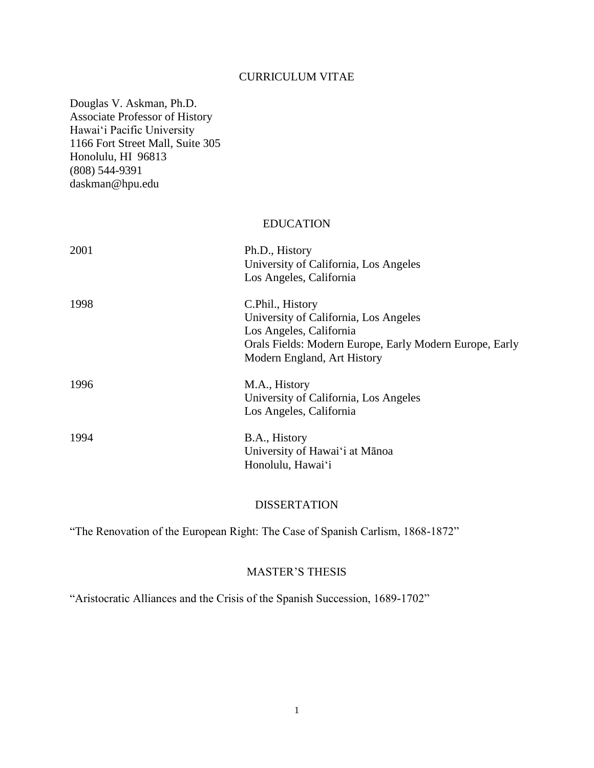# CURRICULUM VITAE

Douglas V. Askman, Ph.D.
Associate Professor of History
Hawai'i Pacific University
1166 Fort Street Mall, Suite 305
Honolulu, HI 96813
(808) 544-9391
daskman@hpu.edu

## EDUCATION

| | |
|---|---|
| 2001 | Ph.D., History<br>University of California, Los Angeles<br>Los Angeles, California |
| 1998 | C.Phil., History<br>University of California, Los Angeles<br>Los Angeles, California<br>Orals Fields: Modern Europe, Early Modern Europe, Early Modern England, Art History |
| 1996 | M.A., History<br>University of California, Los Angeles<br>Los Angeles, California |
| 1994 | B.A., History<br>University of Hawai'i at Mānoa<br>Honolulu, Hawai'i |

## DISSERTATION

"The Renovation of the European Right: The Case of Spanish Carlism, 1868-1872"

## MASTER'S THESIS

"Aristocratic Alliances and the Crisis of the Spanish Succession, 1689-1702"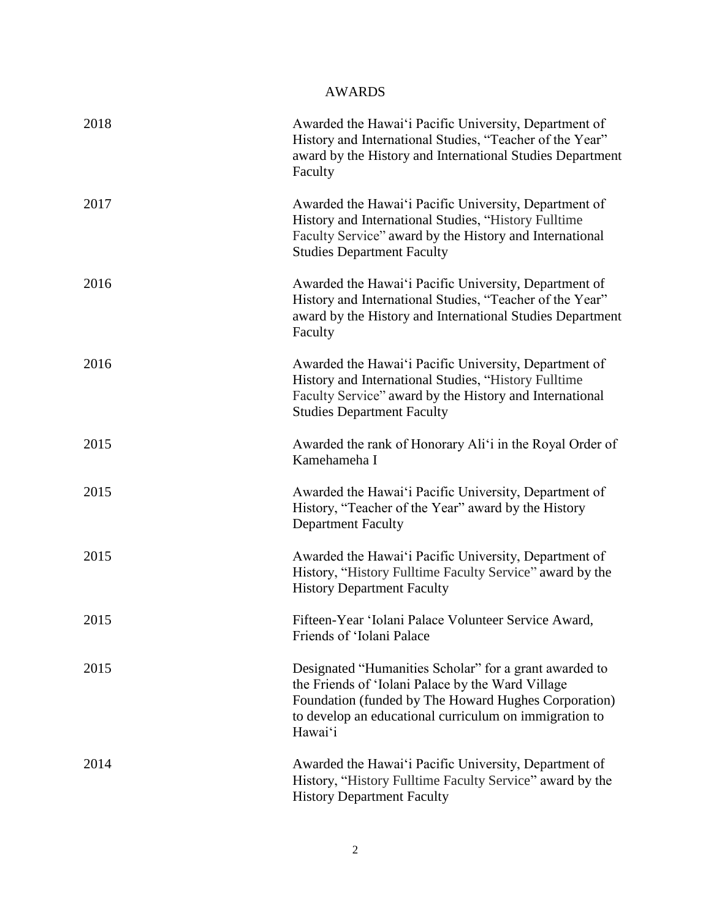## AWARDS

| | |
|---|---|
| 2018 | Awarded the Hawai'i Pacific University, Department of History and International Studies, "Teacher of the Year" award by the History and International Studies Department Faculty |
| 2017 | Awarded the Hawai'i Pacific University, Department of History and International Studies, "History Fulltime Faculty Service" award by the History and International Studies Department Faculty |
| 2016 | Awarded the Hawai'i Pacific University, Department of History and International Studies, "Teacher of the Year" award by the History and International Studies Department Faculty |
| 2016 | Awarded the Hawai'i Pacific University, Department of History and International Studies, "History Fulltime Faculty Service" award by the History and International Studies Department Faculty |
| 2015 | Awarded the rank of Honorary Ali'i in the Royal Order of Kamehameha I |
| 2015 | Awarded the Hawai'i Pacific University, Department of History, "Teacher of the Year" award by the History Department Faculty |
| 2015 | Awarded the Hawai'i Pacific University, Department of History, "History Fulltime Faculty Service" award by the History Department Faculty |
| 2015 | Fifteen-Year 'Iolani Palace Volunteer Service Award, Friends of 'Iolani Palace |
| 2015 | Designated "Humanities Scholar" for a grant awarded to the Friends of 'Iolani Palace by the Ward Village Foundation (funded by The Howard Hughes Corporation) to develop an educational curriculum on immigration to Hawai'i |
| 2014 | Awarded the Hawai'i Pacific University, Department of History, "History Fulltime Faculty Service" award by the History Department Faculty |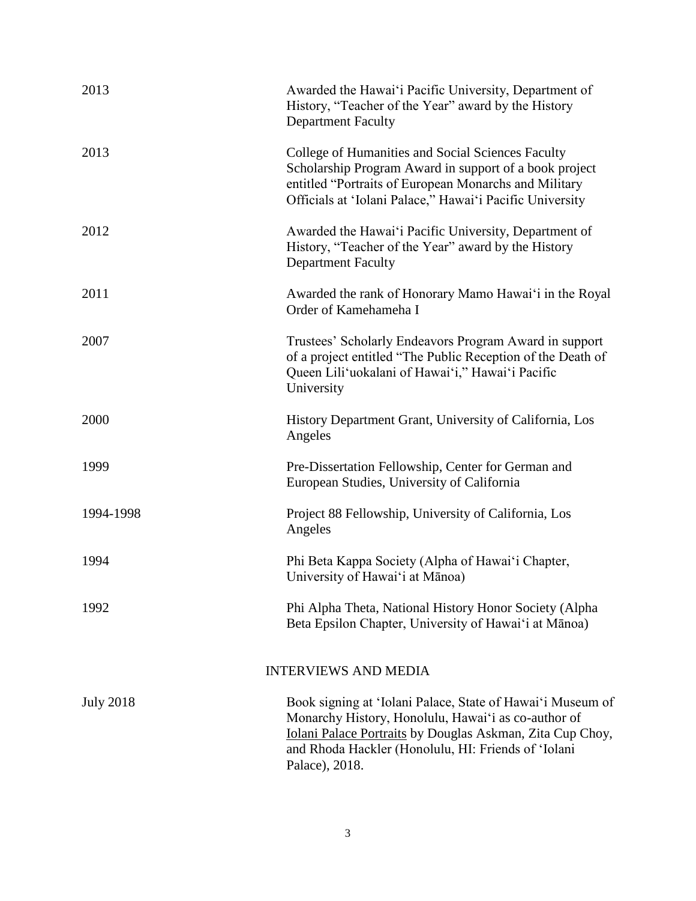| | |
|---|---|
| 2013 | Awarded the Hawaiʻi Pacific University, Department of History, "Teacher of the Year" award by the History Department Faculty |
| 2013 | College of Humanities and Social Sciences Faculty Scholarship Program Award in support of a book project entitled "Portraits of European Monarchs and Military Officials at ʻIolani Palace," Hawaiʻi Pacific University |
| 2012 | Awarded the Hawaiʻi Pacific University, Department of History, "Teacher of the Year" award by the History Department Faculty |
| 2011 | Awarded the rank of Honorary Mamo Hawaiʻi in the Royal Order of Kamehameha I |
| 2007 | Trustees' Scholarly Endeavors Program Award in support of a project entitled "The Public Reception of the Death of Queen Liliʻuokalani of Hawaiʻi," Hawaiʻi Pacific University |
| 2000 | History Department Grant, University of California, Los Angeles |
| 1999 | Pre-Dissertation Fellowship, Center for German and European Studies, University of California |
| 1994-1998 | Project 88 Fellowship, University of California, Los Angeles |
| 1994 | Phi Beta Kappa Society (Alpha of Hawaiʻi Chapter, University of Hawaiʻi at Mānoa) |
| 1992 | Phi Alpha Theta, National History Honor Society (Alpha Beta Epsilon Chapter, University of Hawaiʻi at Mānoa) |

## INTERVIEWS AND MEDIA

| | |
|---|---|
| July 2018 | Book signing at ʻIolani Palace, State of Hawaiʻi Museum of Monarchy History, Honolulu, Hawaiʻi as co-author of Iolani Palace Portraits by Douglas Askman, Zita Cup Choy, and Rhoda Hackler (Honolulu, HI: Friends of ʻIolani Palace), 2018. |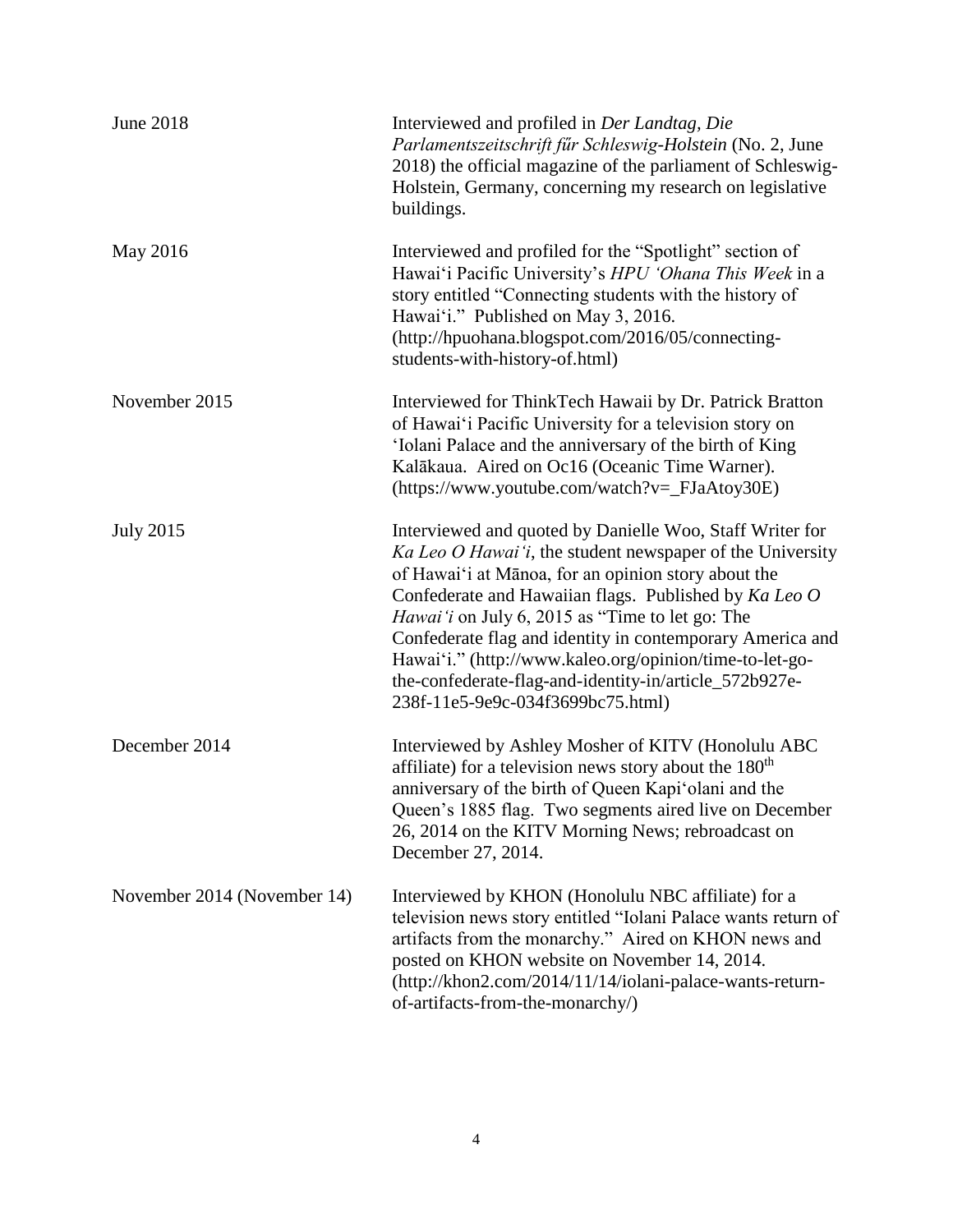| | |
|---|---|
| June 2018 | Interviewed and profiled in *Der Landtag, Die Parlamentszeitschrift fűr Schleswig-Holstein* (No. 2, June 2018) the official magazine of the parliament of Schleswig-Holstein, Germany, concerning my research on legislative buildings. |
| May 2016 | Interviewed and profiled for the "Spotlight" section of Hawai'i Pacific University's *HPU 'Ohana This Week* in a story entitled "Connecting students with the history of Hawai'i." Published on May 3, 2016. (http://hpuohana.blogspot.com/2016/05/connecting-students-with-history-of.html) |
| November 2015 | Interviewed for ThinkTech Hawaii by Dr. Patrick Bratton of Hawai'i Pacific University for a television story on 'Iolani Palace and the anniversary of the birth of King Kalākaua. Aired on Oc16 (Oceanic Time Warner). (https://www.youtube.com/watch?v=_FJaAtoy30E) |
| July 2015 | Interviewed and quoted by Danielle Woo, Staff Writer for *Ka Leo O Hawai'i*, the student newspaper of the University of Hawai'i at Mānoa, for an opinion story about the Confederate and Hawaiian flags. Published by *Ka Leo O Hawai'i* on July 6, 2015 as "Time to let go: The Confederate flag and identity in contemporary America and Hawai'i." (http://www.kaleo.org/opinion/time-to-let-go-the-confederate-flag-and-identity-in/article_572b927e-238f-11e5-9e9c-034f3699bc75.html) |
| December 2014 | Interviewed by Ashley Mosher of KITV (Honolulu ABC affiliate) for a television news story about the 180th anniversary of the birth of Queen Kapi'olani and the Queen's 1885 flag. Two segments aired live on December 26, 2014 on the KITV Morning News; rebroadcast on December 27, 2014. |
| November 2014 (November 14) | Interviewed by KHON (Honolulu NBC affiliate) for a television news story entitled "Iolani Palace wants return of artifacts from the monarchy." Aired on KHON news and posted on KHON website on November 14, 2014. (http://khon2.com/2014/11/14/iolani-palace-wants-return-of-artifacts-from-the-monarchy/) |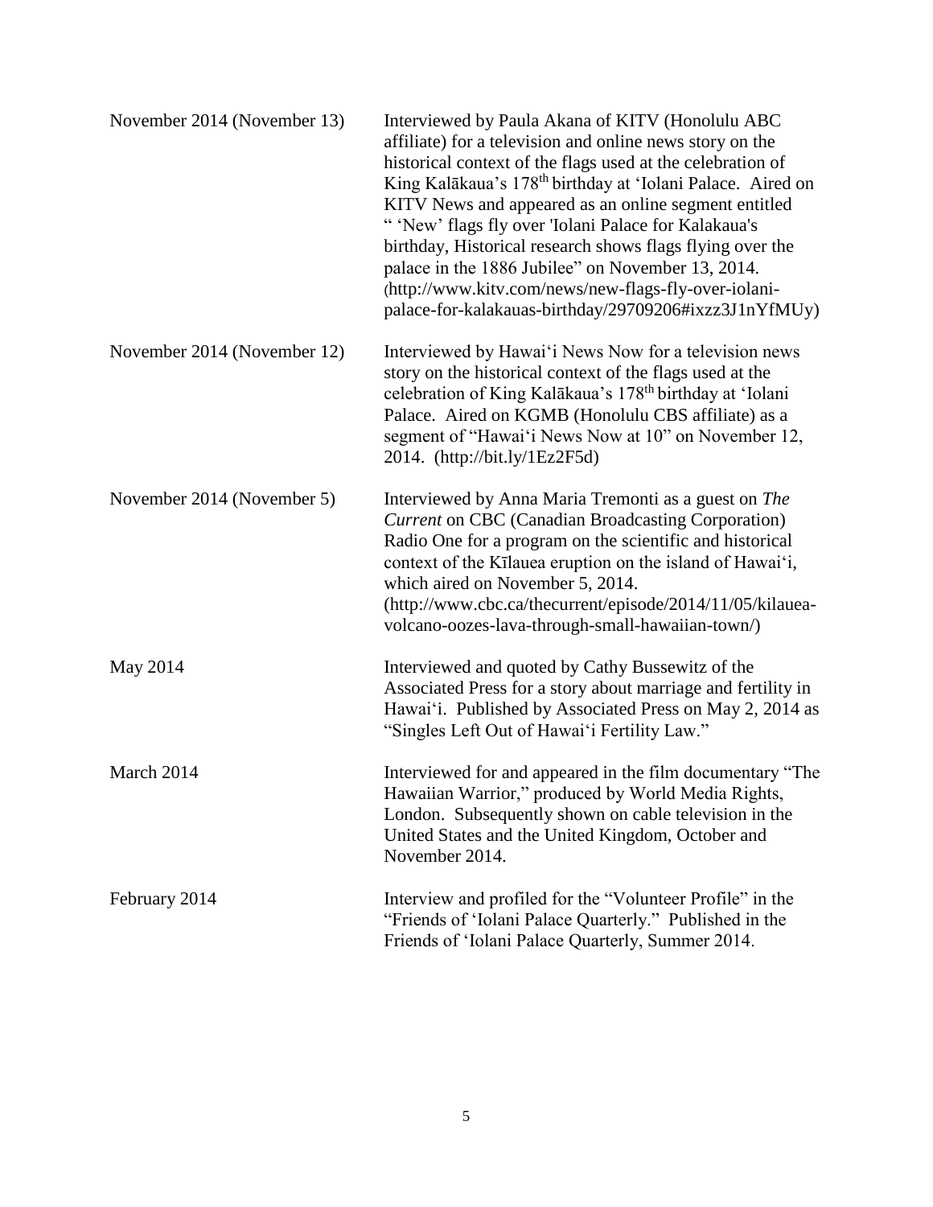| | |
|---|---|
| November 2014 (November 13) | Interviewed by Paula Akana of KITV (Honolulu ABC affiliate) for a television and online news story on the historical context of the flags used at the celebration of King Kalākaua's 178th birthday at ʻIolani Palace. Aired on KITV News and appeared as an online segment entitled " 'New' flags fly over 'Iolani Palace for Kalakaua's birthday, Historical research shows flags flying over the palace in the 1886 Jubilee" on November 13, 2014. (http://www.kitv.com/news/new-flags-fly-over-iolani-palace-for-kalakauas-birthday/29709206#ixzz3J1nYfMUy) |
| November 2014 (November 12) | Interviewed by Hawaiʻi News Now for a television news story on the historical context of the flags used at the celebration of King Kalākaua's 178th birthday at ʻIolani Palace. Aired on KGMB (Honolulu CBS affiliate) as a segment of "Hawaiʻi News Now at 10" on November 12, 2014. (http://bit.ly/1Ez2F5d) |
| November 2014 (November 5) | Interviewed by Anna Maria Tremonti as a guest on *The Current* on CBC (Canadian Broadcasting Corporation) Radio One for a program on the scientific and historical context of the Kīlauea eruption on the island of Hawaiʻi, which aired on November 5, 2014. (http://www.cbc.ca/thecurrent/episode/2014/11/05/kilauea-volcano-oozes-lava-through-small-hawaiian-town/) |
| May 2014 | Interviewed and quoted by Cathy Bussewitz of the Associated Press for a story about marriage and fertility in Hawaiʻi. Published by Associated Press on May 2, 2014 as "Singles Left Out of Hawaiʻi Fertility Law." |
| March 2014 | Interviewed for and appeared in the film documentary "The Hawaiian Warrior," produced by World Media Rights, London. Subsequently shown on cable television in the United States and the United Kingdom, October and November 2014. |
| February 2014 | Interview and profiled for the "Volunteer Profile" in the "Friends of ʻIolani Palace Quarterly." Published in the Friends of ʻIolani Palace Quarterly, Summer 2014. |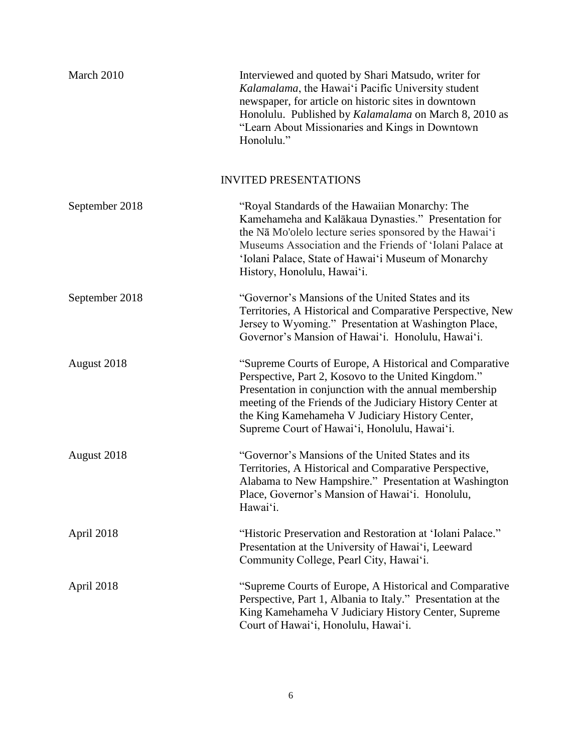| | |
|---|---|
| March 2010 | Interviewed and quoted by Shari Matsudo, writer for *Kalamalama*, the Hawaiʻi Pacific University student newspaper, for article on historic sites in downtown Honolulu. Published by *Kalamalama* on March 8, 2010 as "Learn About Missionaries and Kings in Downtown Honolulu." |

## INVITED PRESENTATIONS

| | |
|---|---|
| September 2018 | "Royal Standards of the Hawaiian Monarchy: The Kamehameha and Kalākaua Dynasties." Presentation for the Nā Mo'olelo lecture series sponsored by the Hawaiʻi Museums Association and the Friends of ʻIolani Palace at ʻIolani Palace, State of Hawaiʻi Museum of Monarchy History, Honolulu, Hawaiʻi. |
| September 2018 | "Governor's Mansions of the United States and its Territories, A Historical and Comparative Perspective, New Jersey to Wyoming." Presentation at Washington Place, Governor's Mansion of Hawaiʻi. Honolulu, Hawaiʻi. |
| August 2018 | "Supreme Courts of Europe, A Historical and Comparative Perspective, Part 2, Kosovo to the United Kingdom." Presentation in conjunction with the annual membership meeting of the Friends of the Judiciary History Center at the King Kamehameha V Judiciary History Center, Supreme Court of Hawaiʻi, Honolulu, Hawaiʻi. |
| August 2018 | "Governor's Mansions of the United States and its Territories, A Historical and Comparative Perspective, Alabama to New Hampshire." Presentation at Washington Place, Governor's Mansion of Hawaiʻi. Honolulu, Hawaiʻi. |
| April 2018 | "Historic Preservation and Restoration at ʻIolani Palace." Presentation at the University of Hawaiʻi, Leeward Community College, Pearl City, Hawaiʻi. |
| April 2018 | "Supreme Courts of Europe, A Historical and Comparative Perspective, Part 1, Albania to Italy." Presentation at the King Kamehameha V Judiciary History Center, Supreme Court of Hawaiʻi, Honolulu, Hawaiʻi. |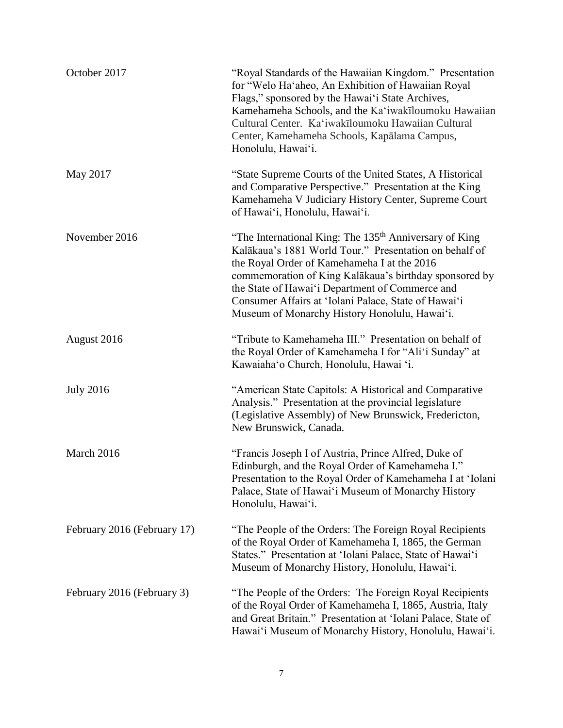| | |
|---|---|
| October 2017 | "Royal Standards of the Hawaiian Kingdom." Presentation for "Welo Ha'aheo, An Exhibition of Hawaiian Royal Flags," sponsored by the Hawai'i State Archives, Kamehameha Schools, and the Ka'iwakīloumoku Hawaiian Cultural Center. Ka'iwakīloumoku Hawaiian Cultural Center, Kamehameha Schools, Kapālama Campus, Honolulu, Hawai'i. |
| May 2017 | "State Supreme Courts of the United States, A Historical and Comparative Perspective." Presentation at the King Kamehameha V Judiciary History Center, Supreme Court of Hawai'i, Honolulu, Hawai'i. |
| November 2016 | "The International King: The 135th Anniversary of King Kalākaua's 1881 World Tour." Presentation on behalf of the Royal Order of Kamehameha I at the 2016 commemoration of King Kalākaua's birthday sponsored by the State of Hawai'i Department of Commerce and Consumer Affairs at 'Iolani Palace, State of Hawai'i Museum of Monarchy History Honolulu, Hawai'i. |
| August 2016 | "Tribute to Kamehameha III." Presentation on behalf of the Royal Order of Kamehameha I for "Ali'i Sunday" at Kawaiaha'o Church, Honolulu, Hawai 'i. |
| July 2016 | "American State Capitols: A Historical and Comparative Analysis." Presentation at the provincial legislature (Legislative Assembly) of New Brunswick, Fredericton, New Brunswick, Canada. |
| March 2016 | "Francis Joseph I of Austria, Prince Alfred, Duke of Edinburgh, and the Royal Order of Kamehameha I." Presentation to the Royal Order of Kamehameha I at 'Iolani Palace, State of Hawai'i Museum of Monarchy History Honolulu, Hawai'i. |
| February 2016 (February 17) | "The People of the Orders: The Foreign Royal Recipients of the Royal Order of Kamehameha I, 1865, the German States." Presentation at 'Iolani Palace, State of Hawai'i Museum of Monarchy History, Honolulu, Hawai'i. |
| February 2016 (February 3) | "The People of the Orders: The Foreign Royal Recipients of the Royal Order of Kamehameha I, 1865, Austria, Italy and Great Britain." Presentation at 'Iolani Palace, State of Hawai'i Museum of Monarchy History, Honolulu, Hawai'i. |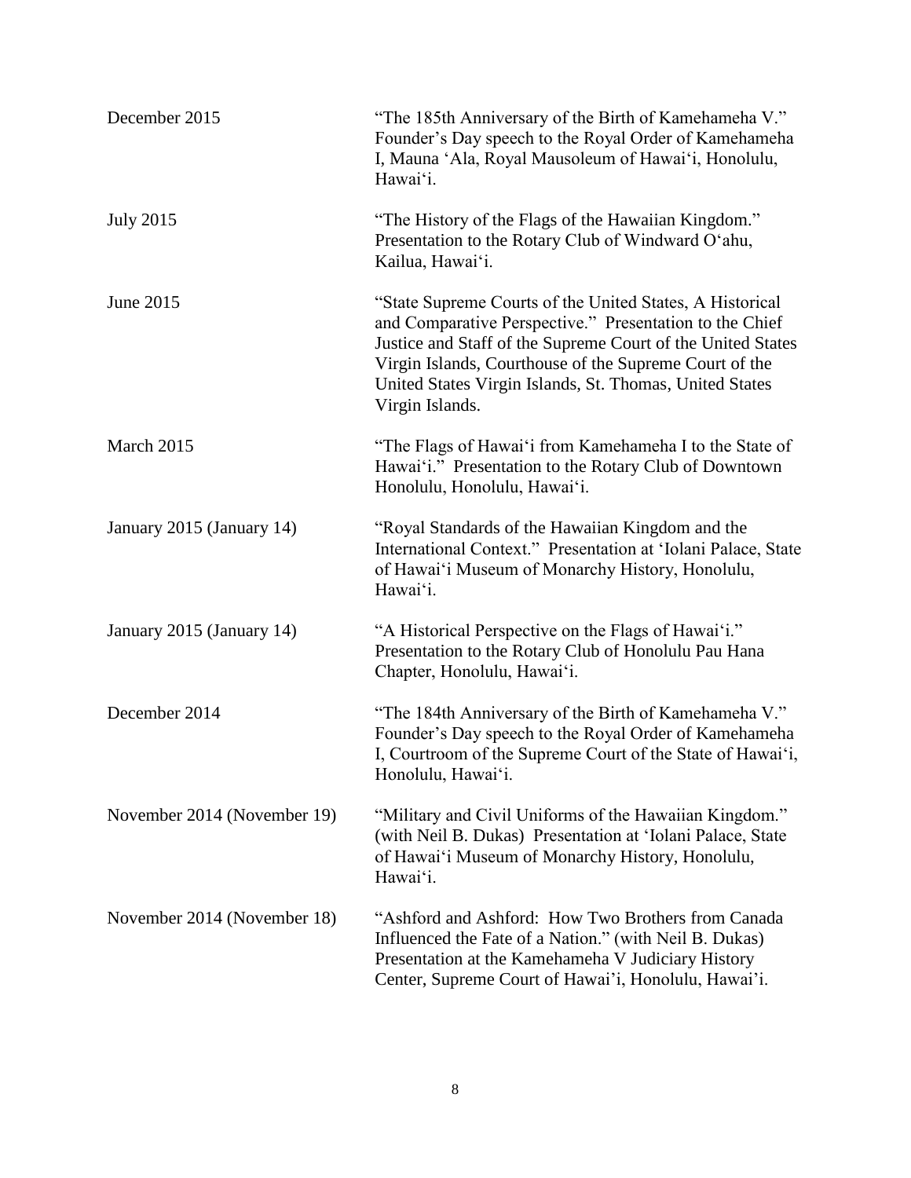| | |
|---|---|
| December 2015 | "The 185th Anniversary of the Birth of Kamehameha V." Founder's Day speech to the Royal Order of Kamehameha I, Mauna 'Ala, Royal Mausoleum of Hawai'i, Honolulu, Hawai'i. |
| July 2015 | "The History of the Flags of the Hawaiian Kingdom." Presentation to the Rotary Club of Windward O'ahu, Kailua, Hawai'i. |
| June 2015 | "State Supreme Courts of the United States, A Historical and Comparative Perspective." Presentation to the Chief Justice and Staff of the Supreme Court of the United States Virgin Islands, Courthouse of the Supreme Court of the United States Virgin Islands, St. Thomas, United States Virgin Islands. |
| March 2015 | "The Flags of Hawai'i from Kamehameha I to the State of Hawai'i." Presentation to the Rotary Club of Downtown Honolulu, Honolulu, Hawai'i. |
| January 2015 (January 14) | "Royal Standards of the Hawaiian Kingdom and the International Context." Presentation at 'Iolani Palace, State of Hawai'i Museum of Monarchy History, Honolulu, Hawai'i. |
| January 2015 (January 14) | "A Historical Perspective on the Flags of Hawai'i." Presentation to the Rotary Club of Honolulu Pau Hana Chapter, Honolulu, Hawai'i. |
| December 2014 | "The 184th Anniversary of the Birth of Kamehameha V." Founder's Day speech to the Royal Order of Kamehameha I, Courtroom of the Supreme Court of the State of Hawai'i, Honolulu, Hawai'i. |
| November 2014 (November 19) | "Military and Civil Uniforms of the Hawaiian Kingdom." (with Neil B. Dukas) Presentation at 'Iolani Palace, State of Hawai'i Museum of Monarchy History, Honolulu, Hawai'i. |
| November 2014 (November 18) | "Ashford and Ashford: How Two Brothers from Canada Influenced the Fate of a Nation." (with Neil B. Dukas) Presentation at the Kamehameha V Judiciary History Center, Supreme Court of Hawai'i, Honolulu, Hawai'i. |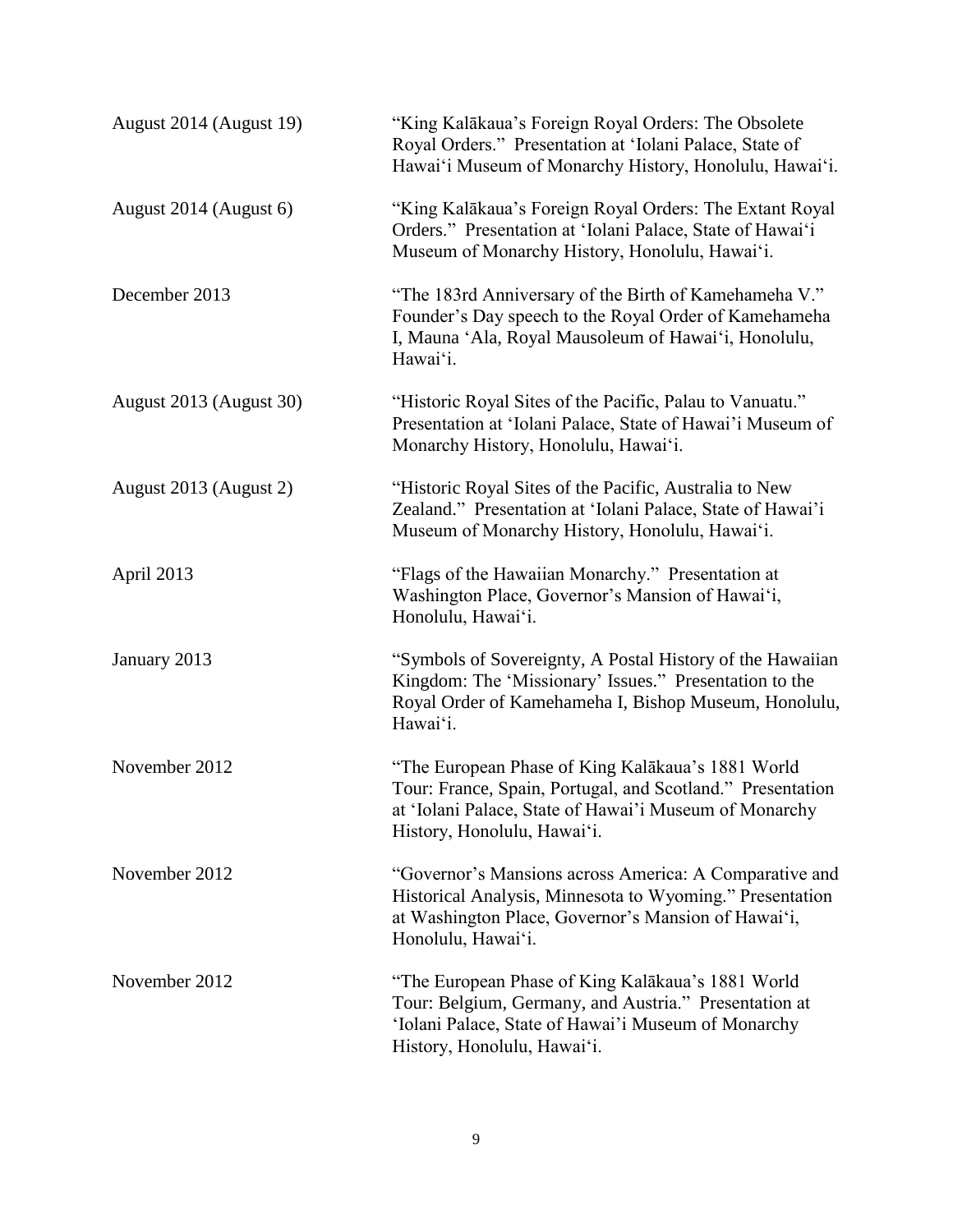| | |
|---|---|
| August 2014 (August 19) | "King Kalākaua's Foreign Royal Orders: The Obsolete Royal Orders." Presentation at 'Iolani Palace, State of Hawai'i Museum of Monarchy History, Honolulu, Hawai'i. |
| August 2014 (August 6) | "King Kalākaua's Foreign Royal Orders: The Extant Royal Orders." Presentation at 'Iolani Palace, State of Hawai'i Museum of Monarchy History, Honolulu, Hawai'i. |
| December 2013 | "The 183rd Anniversary of the Birth of Kamehameha V." Founder's Day speech to the Royal Order of Kamehameha I, Mauna 'Ala, Royal Mausoleum of Hawai'i, Honolulu, Hawai'i. |
| August 2013 (August 30) | "Historic Royal Sites of the Pacific, Palau to Vanuatu." Presentation at 'Iolani Palace, State of Hawai'i Museum of Monarchy History, Honolulu, Hawai'i. |
| August 2013 (August 2) | "Historic Royal Sites of the Pacific, Australia to New Zealand." Presentation at 'Iolani Palace, State of Hawai'i Museum of Monarchy History, Honolulu, Hawai'i. |
| April 2013 | "Flags of the Hawaiian Monarchy." Presentation at Washington Place, Governor's Mansion of Hawai'i, Honolulu, Hawai'i. |
| January 2013 | "Symbols of Sovereignty, A Postal History of the Hawaiian Kingdom: The 'Missionary' Issues." Presentation to the Royal Order of Kamehameha I, Bishop Museum, Honolulu, Hawai'i. |
| November 2012 | "The European Phase of King Kalākaua's 1881 World Tour: France, Spain, Portugal, and Scotland." Presentation at 'Iolani Palace, State of Hawai'i Museum of Monarchy History, Honolulu, Hawai'i. |
| November 2012 | "Governor's Mansions across America: A Comparative and Historical Analysis, Minnesota to Wyoming." Presentation at Washington Place, Governor's Mansion of Hawai'i, Honolulu, Hawai'i. |
| November 2012 | "The European Phase of King Kalākaua's 1881 World Tour: Belgium, Germany, and Austria." Presentation at 'Iolani Palace, State of Hawai'i Museum of Monarchy History, Honolulu, Hawai'i. |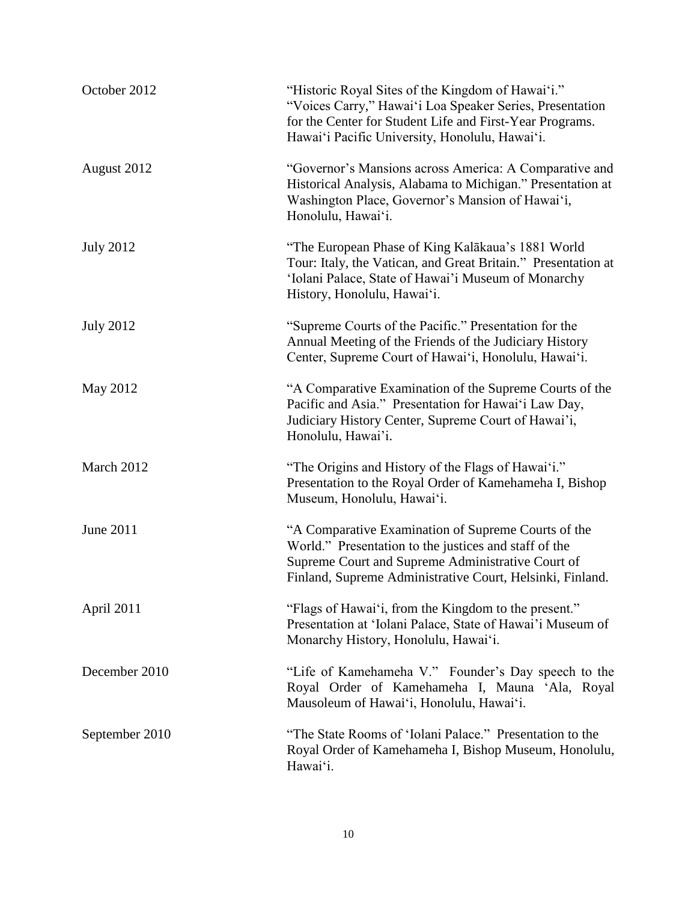| | |
|---|---|
| October 2012 | "Historic Royal Sites of the Kingdom of Hawaiʻi." "Voices Carry," Hawaiʻi Loa Speaker Series, Presentation for the Center for Student Life and First-Year Programs. Hawaiʻi Pacific University, Honolulu, Hawaiʻi. |
| August 2012 | "Governor's Mansions across America: A Comparative and Historical Analysis, Alabama to Michigan." Presentation at Washington Place, Governor's Mansion of Hawaiʻi, Honolulu, Hawaiʻi. |
| July 2012 | "The European Phase of King Kalākaua's 1881 World Tour: Italy, the Vatican, and Great Britain." Presentation at ʻIolani Palace, State of Hawai'i Museum of Monarchy History, Honolulu, Hawaiʻi. |
| July 2012 | "Supreme Courts of the Pacific." Presentation for the Annual Meeting of the Friends of the Judiciary History Center, Supreme Court of Hawaiʻi, Honolulu, Hawaiʻi. |
| May 2012 | "A Comparative Examination of the Supreme Courts of the Pacific and Asia." Presentation for Hawaiʻi Law Day, Judiciary History Center, Supreme Court of Hawai'i, Honolulu, Hawai'i. |
| March 2012 | "The Origins and History of the Flags of Hawaiʻi." Presentation to the Royal Order of Kamehameha I, Bishop Museum, Honolulu, Hawaiʻi. |
| June 2011 | "A Comparative Examination of Supreme Courts of the World." Presentation to the justices and staff of the Supreme Court and Supreme Administrative Court of Finland, Supreme Administrative Court, Helsinki, Finland. |
| April 2011 | "Flags of Hawaiʻi, from the Kingdom to the present." Presentation at ʻIolani Palace, State of Hawai'i Museum of Monarchy History, Honolulu, Hawaiʻi. |
| December 2010 | "Life of Kamehameha V." Founder's Day speech to the Royal Order of Kamehameha I, Mauna ʻAla, Royal Mausoleum of Hawaiʻi, Honolulu, Hawaiʻi. |
| September 2010 | "The State Rooms of ʻIolani Palace." Presentation to the Royal Order of Kamehameha I, Bishop Museum, Honolulu, Hawaiʻi. |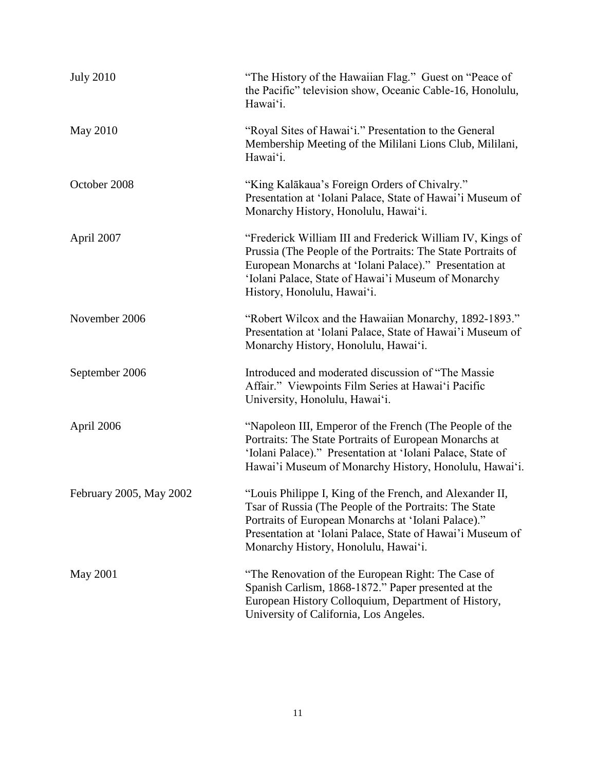| | |
|---|---|
| July 2010 | "The History of the Hawaiian Flag." Guest on "Peace of the Pacific" television show, Oceanic Cable-16, Honolulu, Hawai'i. |
| May 2010 | "Royal Sites of Hawai'i." Presentation to the General Membership Meeting of the Mililani Lions Club, Mililani, Hawai'i. |
| October 2008 | "King Kalākaua's Foreign Orders of Chivalry." Presentation at 'Iolani Palace, State of Hawai'i Museum of Monarchy History, Honolulu, Hawai'i. |
| April 2007 | "Frederick William III and Frederick William IV, Kings of Prussia (The People of the Portraits: The State Portraits of European Monarchs at 'Iolani Palace)." Presentation at 'Iolani Palace, State of Hawai'i Museum of Monarchy History, Honolulu, Hawai'i. |
| November 2006 | "Robert Wilcox and the Hawaiian Monarchy, 1892-1893." Presentation at 'Iolani Palace, State of Hawai'i Museum of Monarchy History, Honolulu, Hawai'i. |
| September 2006 | Introduced and moderated discussion of "The Massie Affair." Viewpoints Film Series at Hawai'i Pacific University, Honolulu, Hawai'i. |
| April 2006 | "Napoleon III, Emperor of the French (The People of the Portraits: The State Portraits of European Monarchs at 'Iolani Palace)." Presentation at 'Iolani Palace, State of Hawai'i Museum of Monarchy History, Honolulu, Hawai'i. |
| February 2005, May 2002 | "Louis Philippe I, King of the French, and Alexander II, Tsar of Russia (The People of the Portraits: The State Portraits of European Monarchs at 'Iolani Palace)." Presentation at 'Iolani Palace, State of Hawai'i Museum of Monarchy History, Honolulu, Hawai'i. |
| May 2001 | "The Renovation of the European Right: The Case of Spanish Carlism, 1868-1872." Paper presented at the European History Colloquium, Department of History, University of California, Los Angeles. |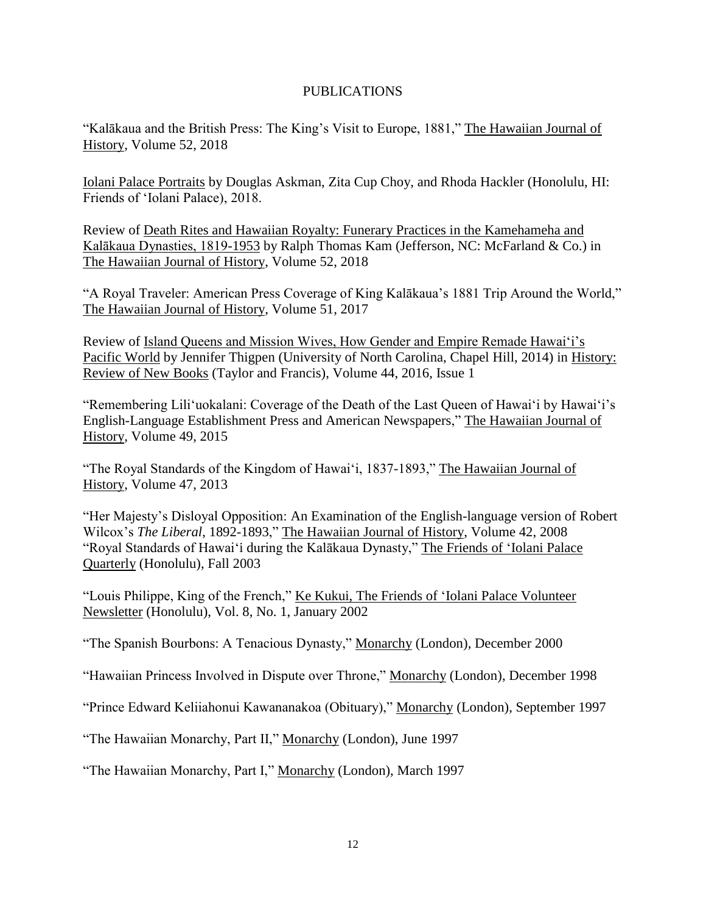# PUBLICATIONS

"Kalākaua and the British Press: The King's Visit to Europe, 1881," The Hawaiian Journal of History, Volume 52, 2018

Iolani Palace Portraits by Douglas Askman, Zita Cup Choy, and Rhoda Hackler (Honolulu, HI: Friends of ʻIolani Palace), 2018.

Review of Death Rites and Hawaiian Royalty: Funerary Practices in the Kamehameha and Kalākaua Dynasties, 1819-1953 by Ralph Thomas Kam (Jefferson, NC: McFarland & Co.) in The Hawaiian Journal of History, Volume 52, 2018

"A Royal Traveler: American Press Coverage of King Kalākaua's 1881 Trip Around the World," The Hawaiian Journal of History, Volume 51, 2017

Review of Island Queens and Mission Wives, How Gender and Empire Remade Hawaiʻi's Pacific World by Jennifer Thigpen (University of North Carolina, Chapel Hill, 2014) in History: Review of New Books (Taylor and Francis), Volume 44, 2016, Issue 1

"Remembering Liliʻuokalani: Coverage of the Death of the Last Queen of Hawaiʻi by Hawaiʻi's English-Language Establishment Press and American Newspapers," The Hawaiian Journal of History, Volume 49, 2015

"The Royal Standards of the Kingdom of Hawaiʻi, 1837-1893," The Hawaiian Journal of History, Volume 47, 2013

"Her Majesty's Disloyal Opposition: An Examination of the English-language version of Robert Wilcox's *The Liberal*, 1892-1893," The Hawaiian Journal of History, Volume 42, 2008

"Royal Standards of Hawaiʻi during the Kalākaua Dynasty," The Friends of ʻIolani Palace Quarterly (Honolulu), Fall 2003

"Louis Philippe, King of the French," Ke Kukui, The Friends of ʻIolani Palace Volunteer Newsletter (Honolulu), Vol. 8, No. 1, January 2002

"The Spanish Bourbons: A Tenacious Dynasty," Monarchy (London), December 2000

"Hawaiian Princess Involved in Dispute over Throne," Monarchy (London), December 1998

"Prince Edward Keliiahonui Kawananakoa (Obituary)," Monarchy (London), September 1997

"The Hawaiian Monarchy, Part II," Monarchy (London), June 1997

"The Hawaiian Monarchy, Part I," Monarchy (London), March 1997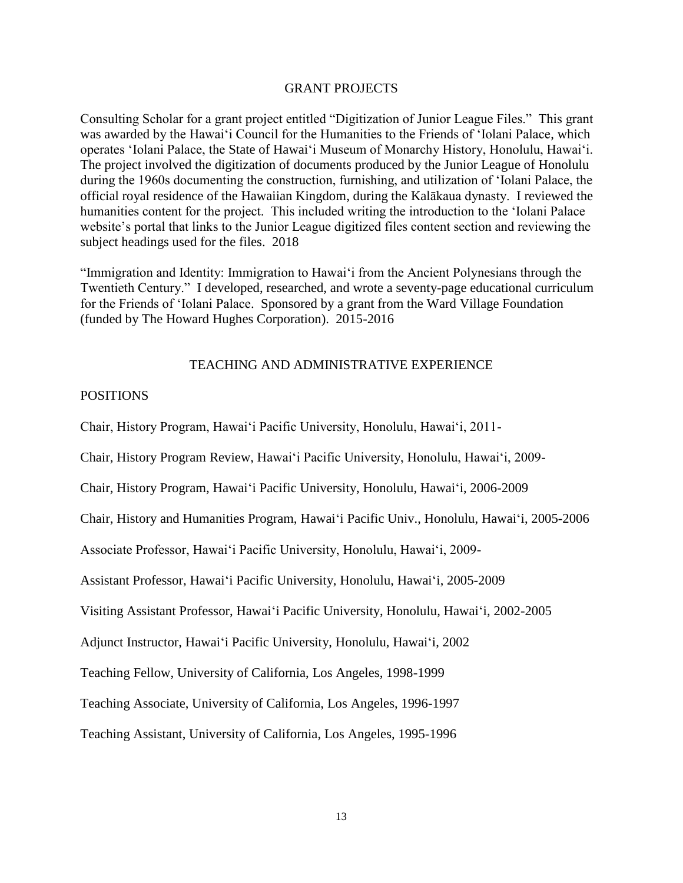## GRANT PROJECTS

Consulting Scholar for a grant project entitled "Digitization of Junior League Files." This grant was awarded by the Hawai'i Council for the Humanities to the Friends of 'Iolani Palace, which operates 'Iolani Palace, the State of Hawai'i Museum of Monarchy History, Honolulu, Hawai'i. The project involved the digitization of documents produced by the Junior League of Honolulu during the 1960s documenting the construction, furnishing, and utilization of 'Iolani Palace, the official royal residence of the Hawaiian Kingdom, during the Kalākaua dynasty. I reviewed the humanities content for the project. This included writing the introduction to the 'Iolani Palace website's portal that links to the Junior League digitized files content section and reviewing the subject headings used for the files. 2018

"Immigration and Identity: Immigration to Hawai'i from the Ancient Polynesians through the Twentieth Century." I developed, researched, and wrote a seventy-page educational curriculum for the Friends of 'Iolani Palace. Sponsored by a grant from the Ward Village Foundation (funded by The Howard Hughes Corporation). 2015-2016

## TEACHING AND ADMINISTRATIVE EXPERIENCE

### POSITIONS

Chair, History Program, Hawai'i Pacific University, Honolulu, Hawai'i, 2011-

Chair, History Program Review, Hawai'i Pacific University, Honolulu, Hawai'i, 2009-

Chair, History Program, Hawai'i Pacific University, Honolulu, Hawai'i, 2006-2009

Chair, History and Humanities Program, Hawai'i Pacific Univ., Honolulu, Hawai'i, 2005-2006

Associate Professor, Hawai'i Pacific University, Honolulu, Hawai'i, 2009-

Assistant Professor, Hawai'i Pacific University, Honolulu, Hawai'i, 2005-2009

Visiting Assistant Professor, Hawai'i Pacific University, Honolulu, Hawai'i, 2002-2005

Adjunct Instructor, Hawai'i Pacific University, Honolulu, Hawai'i, 2002

Teaching Fellow, University of California, Los Angeles, 1998-1999

Teaching Associate, University of California, Los Angeles, 1996-1997

Teaching Assistant, University of California, Los Angeles, 1995-1996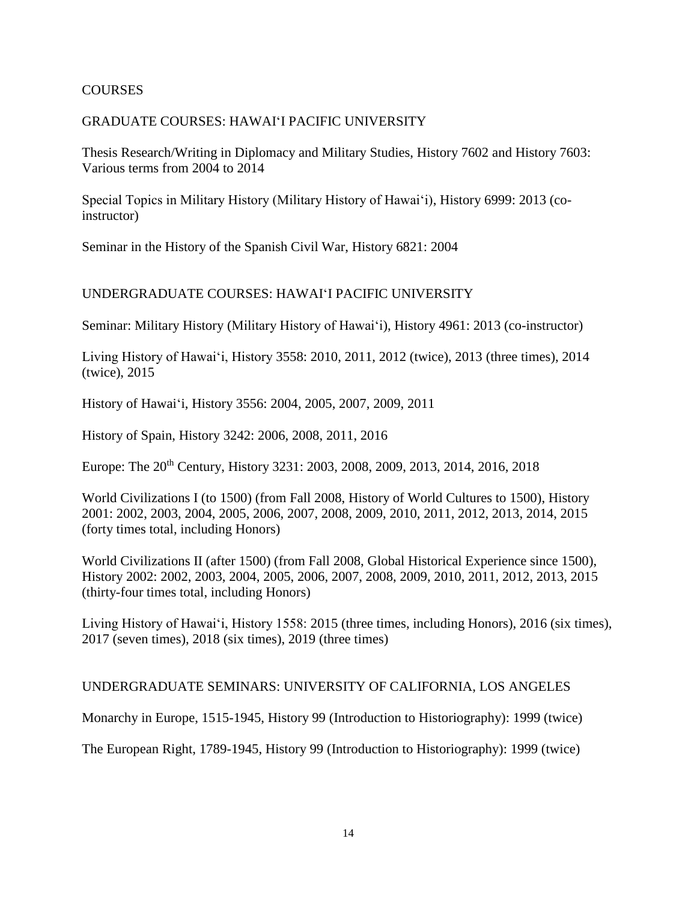## COURSES

### GRADUATE COURSES: HAWAI'I PACIFIC UNIVERSITY

Thesis Research/Writing in Diplomacy and Military Studies, History 7602 and History 7603: Various terms from 2004 to 2014

Special Topics in Military History (Military History of Hawai'i), History 6999: 2013 (co-instructor)

Seminar in the History of the Spanish Civil War, History 6821: 2004

### UNDERGRADUATE COURSES: HAWAI'I PACIFIC UNIVERSITY

Seminar: Military History (Military History of Hawai'i), History 4961: 2013 (co-instructor)

Living History of Hawai'i, History 3558: 2010, 2011, 2012 (twice), 2013 (three times), 2014 (twice), 2015

History of Hawai'i, History 3556: 2004, 2005, 2007, 2009, 2011

History of Spain, History 3242: 2006, 2008, 2011, 2016

Europe: The 20th Century, History 3231: 2003, 2008, 2009, 2013, 2014, 2016, 2018

World Civilizations I (to 1500) (from Fall 2008, History of World Cultures to 1500), History 2001: 2002, 2003, 2004, 2005, 2006, 2007, 2008, 2009, 2010, 2011, 2012, 2013, 2014, 2015 (forty times total, including Honors)

World Civilizations II (after 1500) (from Fall 2008, Global Historical Experience since 1500), History 2002: 2002, 2003, 2004, 2005, 2006, 2007, 2008, 2009, 2010, 2011, 2012, 2013, 2015 (thirty-four times total, including Honors)

Living History of Hawai'i, History 1558: 2015 (three times, including Honors), 2016 (six times), 2017 (seven times), 2018 (six times), 2019 (three times)

### UNDERGRADUATE SEMINARS: UNIVERSITY OF CALIFORNIA, LOS ANGELES

Monarchy in Europe, 1515-1945, History 99 (Introduction to Historiography): 1999 (twice)

The European Right, 1789-1945, History 99 (Introduction to Historiography): 1999 (twice)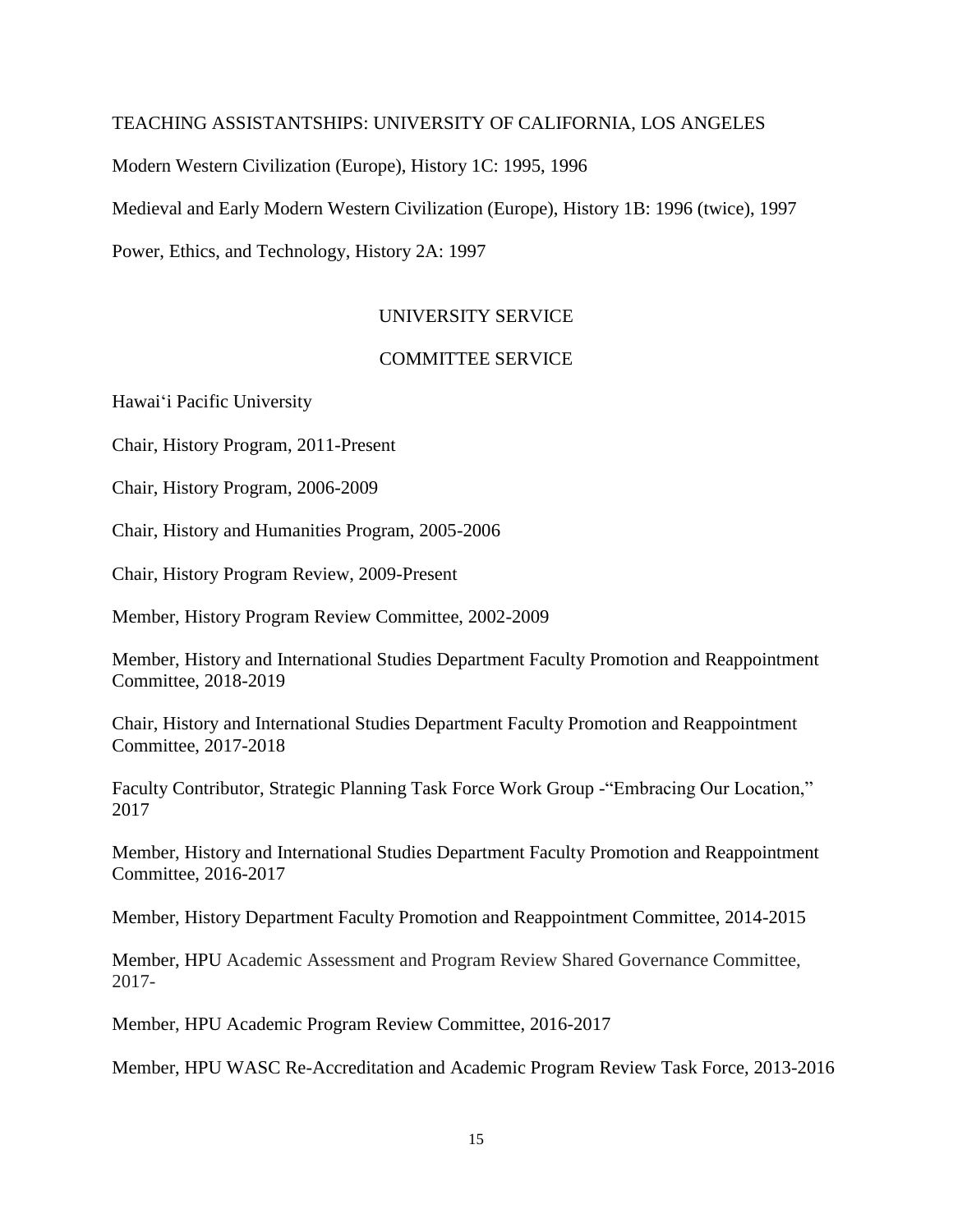## TEACHING ASSISTANTSHIPS: UNIVERSITY OF CALIFORNIA, LOS ANGELES

Modern Western Civilization (Europe), History 1C: 1995, 1996

Medieval and Early Modern Western Civilization (Europe), History 1B: 1996 (twice), 1997

Power, Ethics, and Technology, History 2A: 1997

## UNIVERSITY SERVICE

### COMMITTEE SERVICE

Hawai'i Pacific University

Chair, History Program, 2011-Present

Chair, History Program, 2006-2009

Chair, History and Humanities Program, 2005-2006

Chair, History Program Review, 2009-Present

Member, History Program Review Committee, 2002-2009

Member, History and International Studies Department Faculty Promotion and Reappointment Committee, 2018-2019

Chair, History and International Studies Department Faculty Promotion and Reappointment Committee, 2017-2018

Faculty Contributor, Strategic Planning Task Force Work Group -"Embracing Our Location," 2017

Member, History and International Studies Department Faculty Promotion and Reappointment Committee, 2016-2017

Member, History Department Faculty Promotion and Reappointment Committee, 2014-2015

Member, HPU Academic Assessment and Program Review Shared Governance Committee, 2017-

Member, HPU Academic Program Review Committee, 2016-2017

Member, HPU WASC Re-Accreditation and Academic Program Review Task Force, 2013-2016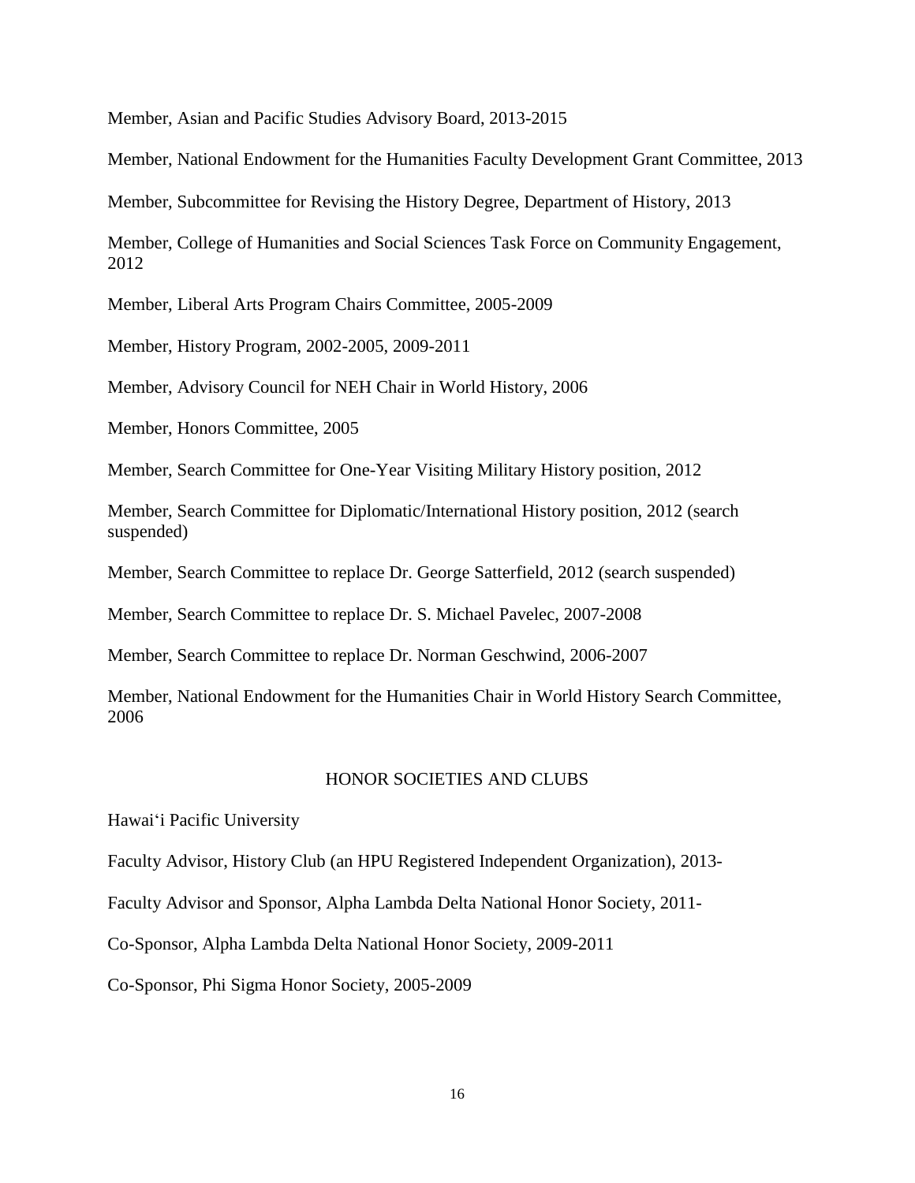Member, Asian and Pacific Studies Advisory Board, 2013-2015

Member, National Endowment for the Humanities Faculty Development Grant Committee, 2013

Member, Subcommittee for Revising the History Degree, Department of History, 2013

Member, College of Humanities and Social Sciences Task Force on Community Engagement, 2012

Member, Liberal Arts Program Chairs Committee, 2005-2009

Member, History Program, 2002-2005, 2009-2011

Member, Advisory Council for NEH Chair in World History, 2006

Member, Honors Committee, 2005

Member, Search Committee for One-Year Visiting Military History position, 2012

Member, Search Committee for Diplomatic/International History position, 2012 (search suspended)

Member, Search Committee to replace Dr. George Satterfield, 2012 (search suspended)

Member, Search Committee to replace Dr. S. Michael Pavelec, 2007-2008

Member, Search Committee to replace Dr. Norman Geschwind, 2006-2007

Member, National Endowment for the Humanities Chair in World History Search Committee, 2006

## HONOR SOCIETIES AND CLUBS

Hawaiʻi Pacific University

Faculty Advisor, History Club (an HPU Registered Independent Organization), 2013-

Faculty Advisor and Sponsor, Alpha Lambda Delta National Honor Society, 2011-

Co-Sponsor, Alpha Lambda Delta National Honor Society, 2009-2011

Co-Sponsor, Phi Sigma Honor Society, 2005-2009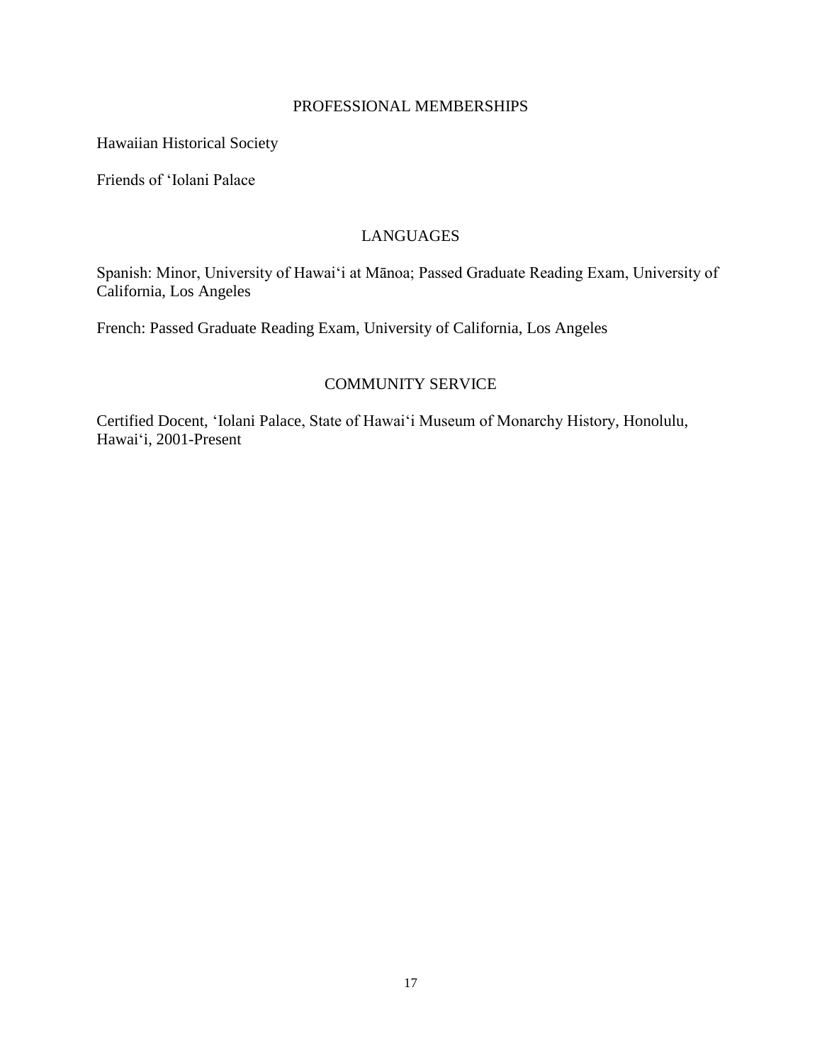## PROFESSIONAL MEMBERSHIPS

Hawaiian Historical Society

Friends of ʻIolani Palace

## LANGUAGES

Spanish: Minor, University of Hawaiʻi at Mānoa; Passed Graduate Reading Exam, University of California, Los Angeles

French: Passed Graduate Reading Exam, University of California, Los Angeles

## COMMUNITY SERVICE

Certified Docent, ʻIolani Palace, State of Hawaiʻi Museum of Monarchy History, Honolulu, Hawaiʻi, 2001-Present